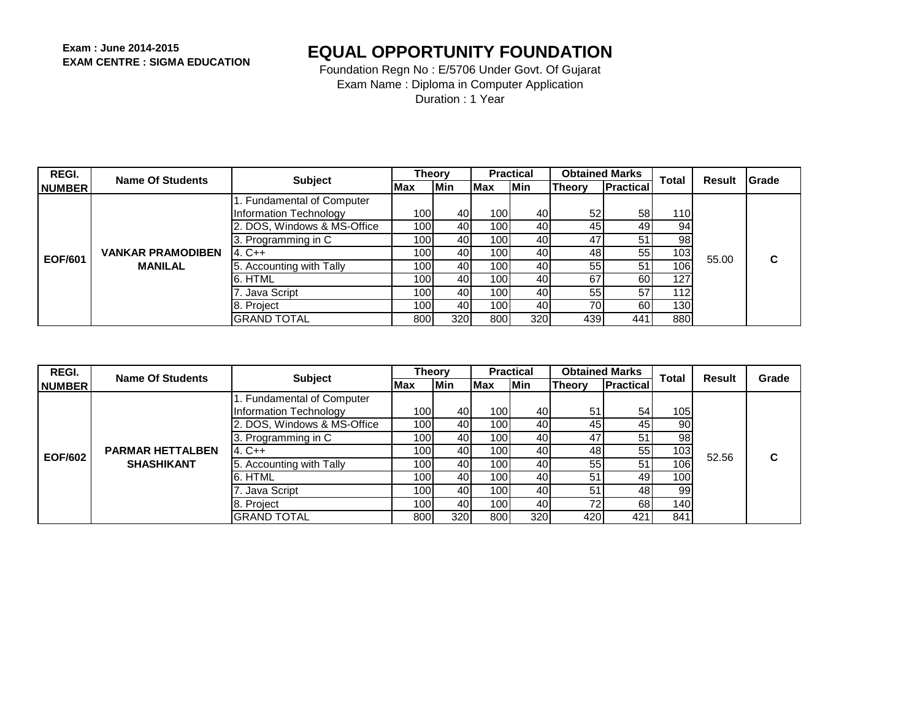**Exam : June 2014-2015**
**EXAM CENTRE : SIGMA EDUCATION**

# EQUAL OPPORTUNITY FOUNDATION

Foundation Regn No : E/5706 Under Govt. Of Gujarat
Exam Name : Diploma in Computer Application
Duration : 1 Year

| REGI. NUMBER | Name Of Students | Subject | Theory | | Practical | | Obtained Marks | | Total | Result | Grade |
|---|---|---|---|---|---|---|---|---|---|---|---|
| | | | Max | Min | Max | Min | Theory | Practical | | | |
| EOF/601 | VANKAR PRAMODIBEN MANILAL | 1. Fundamental of Computer Information Technology | 100 | 40 | 100 | 40 | 52 | 58 | 110 | 55.00 | C |
| | | 2. DOS, Windows & MS-Office | 100 | 40 | 100 | 40 | 45 | 49 | 94 | | |
| | | 3. Programming in C | 100 | 40 | 100 | 40 | 47 | 51 | 98 | | |
| | | 4. C++ | 100 | 40 | 100 | 40 | 48 | 55 | 103 | | |
| | | 5. Accounting with Tally | 100 | 40 | 100 | 40 | 55 | 51 | 106 | | |
| | | 6. HTML | 100 | 40 | 100 | 40 | 67 | 60 | 127 | | |
| | | 7. Java Script | 100 | 40 | 100 | 40 | 55 | 57 | 112 | | |
| | | 8. Project | 100 | 40 | 100 | 40 | 70 | 60 | 130 | | |
| | | GRAND TOTAL | 800 | 320 | 800 | 320 | 439 | 441 | 880 | | |

| REGI. NUMBER | Name Of Students | Subject | Theory | | Practical | | Obtained Marks | | Total | Result | Grade |
|---|---|---|---|---|---|---|---|---|---|---|---|
| | | | Max | Min | Max | Min | Theory | Practical | | | |
| EOF/602 | PARMAR HETTALBEN SHASHIKANT | 1. Fundamental of Computer Information Technology | 100 | 40 | 100 | 40 | 51 | 54 | 105 | 52.56 | C |
| | | 2. DOS, Windows & MS-Office | 100 | 40 | 100 | 40 | 45 | 45 | 90 | | |
| | | 3. Programming in C | 100 | 40 | 100 | 40 | 47 | 51 | 98 | | |
| | | 4. C++ | 100 | 40 | 100 | 40 | 48 | 55 | 103 | | |
| | | 5. Accounting with Tally | 100 | 40 | 100 | 40 | 55 | 51 | 106 | | |
| | | 6. HTML | 100 | 40 | 100 | 40 | 51 | 49 | 100 | | |
| | | 7. Java Script | 100 | 40 | 100 | 40 | 51 | 48 | 99 | | |
| | | 8. Project | 100 | 40 | 100 | 40 | 72 | 68 | 140 | | |
| | | GRAND TOTAL | 800 | 320 | 800 | 320 | 420 | 421 | 841 | | |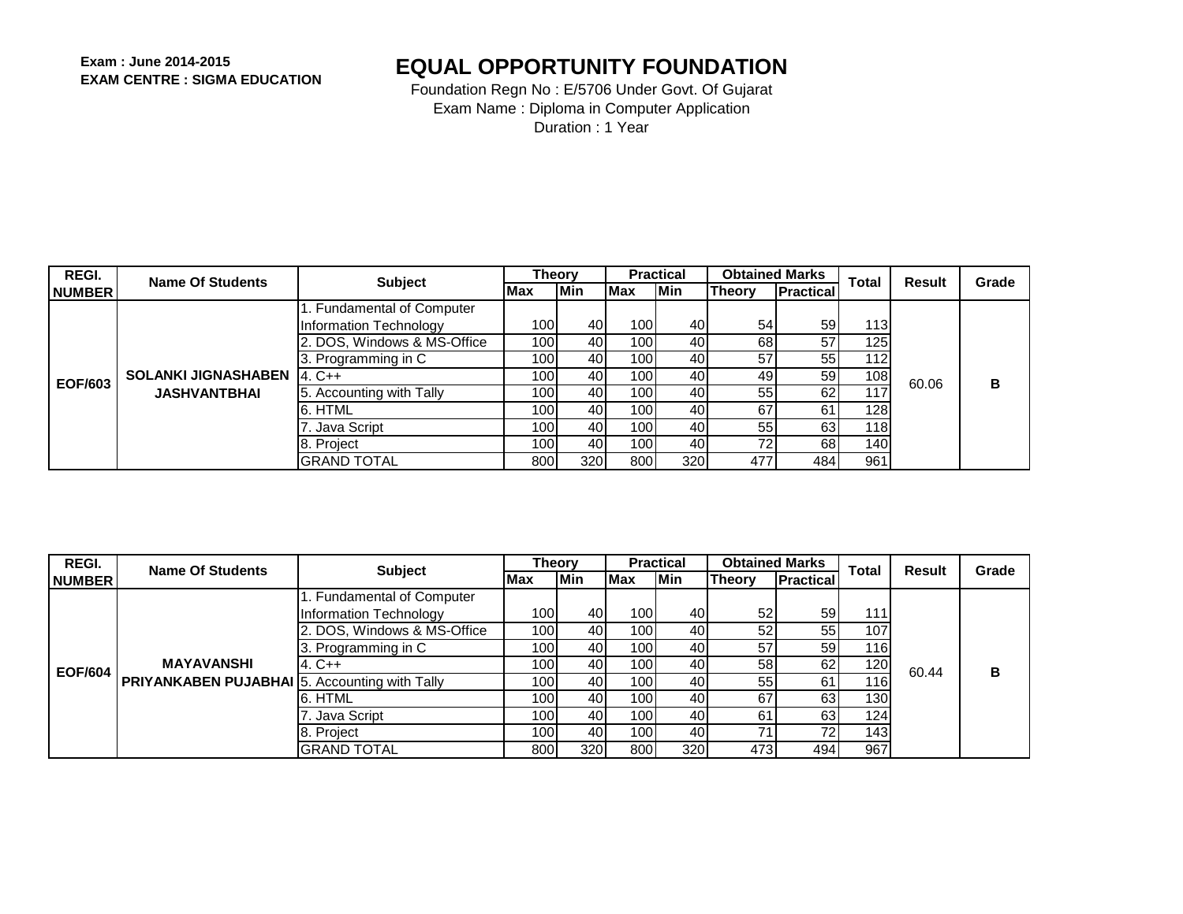**Exam : June 2014-2015**
**EXAM CENTRE : SIGMA EDUCATION**

# EQUAL OPPORTUNITY FOUNDATION

Foundation Regn No : E/5706 Under Govt. Of Gujarat
Exam Name : Diploma in Computer Application
Duration : 1 Year

| REGI. NUMBER | Name Of Students | Subject | Theory | | Practical | | Obtained Marks | | Total | Result | Grade |
|---|---|---|---|---|---|---|---|---|---|---|---|
| | | | Max | Min | Max | Min | Theory | Practical | | | |
| EOF/603 | SOLANKI JIGNASHABEN JASHVANTBHAI | 1. Fundamental of Computer Information Technology | 100 | 40 | 100 | 40 | 54 | 59 | 113 | 60.06 | B |
| | | 2. DOS, Windows & MS-Office | 100 | 40 | 100 | 40 | 68 | 57 | 125 | | |
| | | 3. Programming in C | 100 | 40 | 100 | 40 | 57 | 55 | 112 | | |
| | | 4. C++ | 100 | 40 | 100 | 40 | 49 | 59 | 108 | | |
| | | 5. Accounting with Tally | 100 | 40 | 100 | 40 | 55 | 62 | 117 | | |
| | | 6. HTML | 100 | 40 | 100 | 40 | 67 | 61 | 128 | | |
| | | 7. Java Script | 100 | 40 | 100 | 40 | 55 | 63 | 118 | | |
| | | 8. Project | 100 | 40 | 100 | 40 | 72 | 68 | 140 | | |
| | | GRAND TOTAL | 800 | 320 | 800 | 320 | 477 | 484 | 961 | | |

| REGI. NUMBER | Name Of Students | Subject | Theory | | Practical | | Obtained Marks | | Total | Result | Grade |
|---|---|---|---|---|---|---|---|---|---|---|---|
| | | | Max | Min | Max | Min | Theory | Practical | | | |
| EOF/604 | MAYAVANSHI PRIYANKABEN PUJABHAI | 1. Fundamental of Computer Information Technology | 100 | 40 | 100 | 40 | 52 | 59 | 111 | 60.44 | B |
| | | 2. DOS, Windows & MS-Office | 100 | 40 | 100 | 40 | 52 | 55 | 107 | | |
| | | 3. Programming in C | 100 | 40 | 100 | 40 | 57 | 59 | 116 | | |
| | | 4. C++ | 100 | 40 | 100 | 40 | 58 | 62 | 120 | | |
| | | 5. Accounting with Tally | 100 | 40 | 100 | 40 | 55 | 61 | 116 | | |
| | | 6. HTML | 100 | 40 | 100 | 40 | 67 | 63 | 130 | | |
| | | 7. Java Script | 100 | 40 | 100 | 40 | 61 | 63 | 124 | | |
| | | 8. Project | 100 | 40 | 100 | 40 | 71 | 72 | 143 | | |
| | | GRAND TOTAL | 800 | 320 | 800 | 320 | 473 | 494 | 967 | | |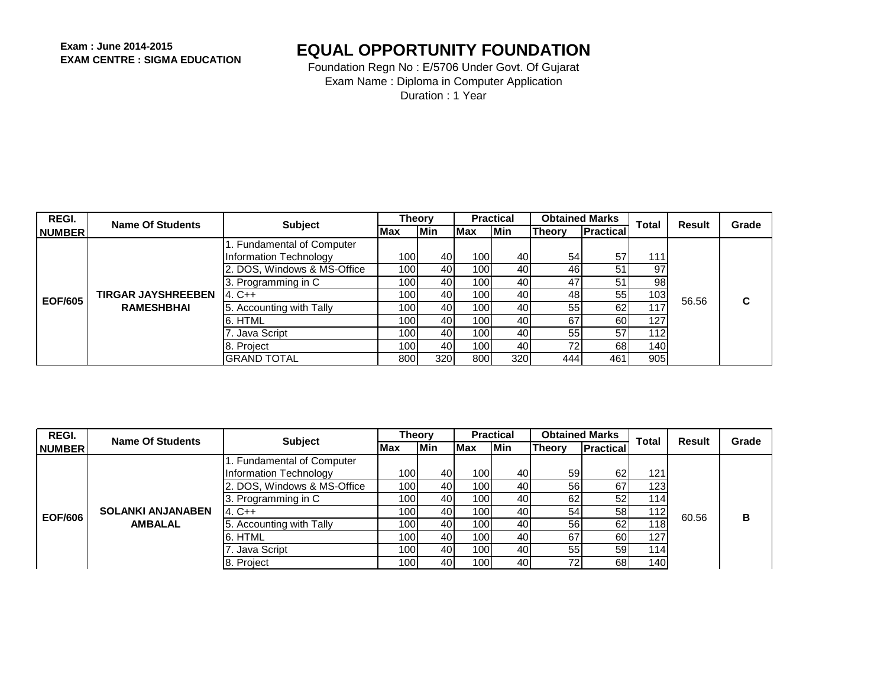**Exam : June 2014-2015**
**EXAM CENTRE : SIGMA EDUCATION**

# EQUAL OPPORTUNITY FOUNDATION

Foundation Regn No : E/5706 Under Govt. Of Gujarat
Exam Name : Diploma in Computer Application
Duration : 1 Year

| REGI. NUMBER | Name Of Students | Subject | Theory | | Practical | | Obtained Marks | | Total | Result | Grade |
|---|---|---|---|---|---|---|---|---|---|---|---|
| | | | Max | Min | Max | Min | Theory | Practical | | | |
| EOF/605 | TIRGAR JAYSHREEBEN RAMESHBHAI | 1. Fundamental of Computer Information Technology | 100 | 40 | 100 | 40 | 54 | 57 | 111 | 56.56 | C |
| | | 2. DOS, Windows & MS-Office | 100 | 40 | 100 | 40 | 46 | 51 | 97 | | |
| | | 3. Programming in C | 100 | 40 | 100 | 40 | 47 | 51 | 98 | | |
| | | 4. C++ | 100 | 40 | 100 | 40 | 48 | 55 | 103 | | |
| | | 5. Accounting with Tally | 100 | 40 | 100 | 40 | 55 | 62 | 117 | | |
| | | 6. HTML | 100 | 40 | 100 | 40 | 67 | 60 | 127 | | |
| | | 7. Java Script | 100 | 40 | 100 | 40 | 55 | 57 | 112 | | |
| | | 8. Project | 100 | 40 | 100 | 40 | 72 | 68 | 140 | | |
| | | GRAND TOTAL | 800 | 320 | 800 | 320 | 444 | 461 | 905 | | |

| REGI. NUMBER | Name Of Students | Subject | Theory | | Practical | | Obtained Marks | | Total | Result | Grade |
|---|---|---|---|---|---|---|---|---|---|---|---|
| | | | Max | Min | Max | Min | Theory | Practical | | | |
| EOF/606 | SOLANKI ANJANABEN AMBALAL | 1. Fundamental of Computer Information Technology | 100 | 40 | 100 | 40 | 59 | 62 | 121 | 60.56 | B |
| | | 2. DOS, Windows & MS-Office | 100 | 40 | 100 | 40 | 56 | 67 | 123 | | |
| | | 3. Programming in C | 100 | 40 | 100 | 40 | 62 | 52 | 114 | | |
| | | 4. C++ | 100 | 40 | 100 | 40 | 54 | 58 | 112 | | |
| | | 5. Accounting with Tally | 100 | 40 | 100 | 40 | 56 | 62 | 118 | | |
| | | 6. HTML | 100 | 40 | 100 | 40 | 67 | 60 | 127 | | |
| | | 7. Java Script | 100 | 40 | 100 | 40 | 55 | 59 | 114 | | |
| | | 8. Project | 100 | 40 | 100 | 40 | 72 | 68 | 140 | | |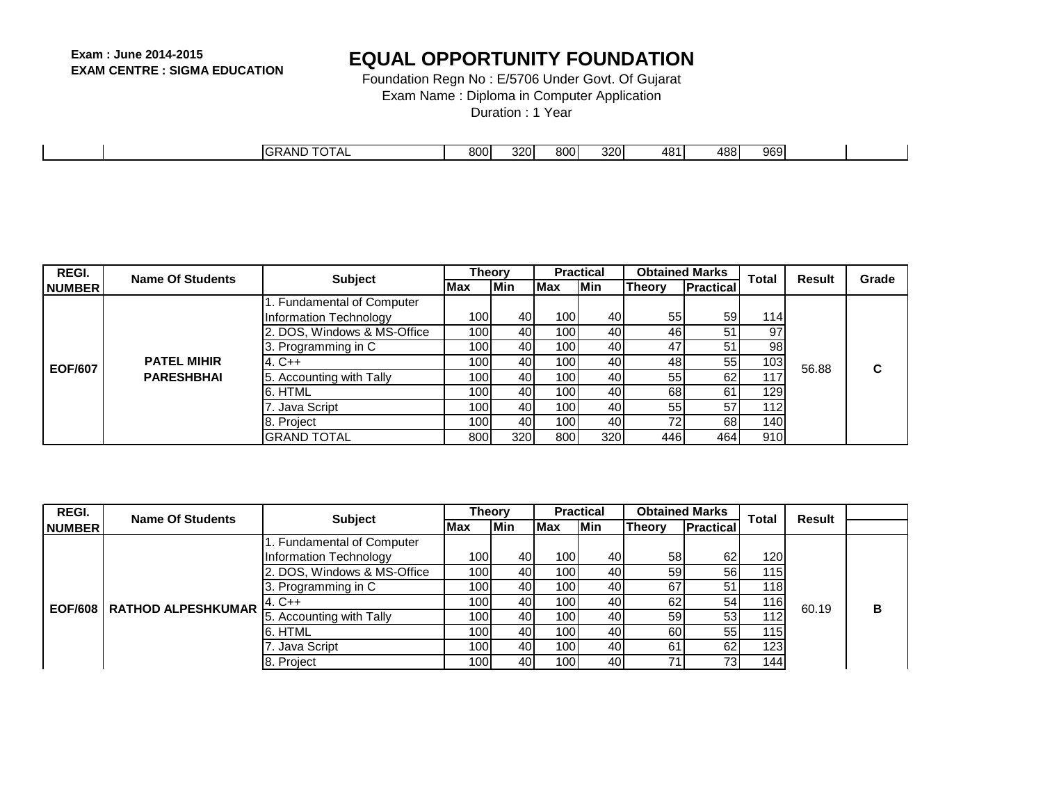Exam : June 2014-2015
EXAM CENTRE : SIGMA EDUCATION

# EQUAL OPPORTUNITY FOUNDATION

Foundation Regn No : E/5706 Under Govt. Of Gujarat
Exam Name : Diploma in Computer Application
Duration : 1 Year

| | | | | | | | | | | | |
|---|---|---|---|---|---|---|---|---|---|---|---|
| | | GRAND TOTAL | 800 | 320 | 800 | 320 | 481 | 488 | 969 | | |

| REGI. NUMBER | Name Of Students | Subject | Theory | | Practical | | Obtained Marks | | Total | Result | Grade |
|---|---|---|---|---|---|---|---|---|---|---|---|
| | | | Max | Min | Max | Min | Theory | Practical | | | |
| EOF/607 | PATEL MIHIR PARESHBHAI | 1. Fundamental of Computer Information Technology | 100 | 40 | 100 | 40 | 55 | 59 | 114 | 56.88 | C |
| | | 2. DOS, Windows & MS-Office | 100 | 40 | 100 | 40 | 46 | 51 | 97 | | |
| | | 3. Programming in C | 100 | 40 | 100 | 40 | 47 | 51 | 98 | | |
| | | 4. C++ | 100 | 40 | 100 | 40 | 48 | 55 | 103 | | |
| | | 5. Accounting with Tally | 100 | 40 | 100 | 40 | 55 | 62 | 117 | | |
| | | 6. HTML | 100 | 40 | 100 | 40 | 68 | 61 | 129 | | |
| | | 7. Java Script | 100 | 40 | 100 | 40 | 55 | 57 | 112 | | |
| | | 8. Project | 100 | 40 | 100 | 40 | 72 | 68 | 140 | | |
| | | GRAND TOTAL | 800 | 320 | 800 | 320 | 446 | 464 | 910 | | |

| REGI. NUMBER | Name Of Students | Subject | Theory | | Practical | | Obtained Marks | | Total | Result | |
|---|---|---|---|---|---|---|---|---|---|---|---|
| | | | Max | Min | Max | Min | Theory | Practical | | | |
| EOF/608 | RATHOD ALPESHKUMAR | 1. Fundamental of Computer Information Technology | 100 | 40 | 100 | 40 | 58 | 62 | 120 | 60.19 | B |
| | | 2. DOS, Windows & MS-Office | 100 | 40 | 100 | 40 | 59 | 56 | 115 | | |
| | | 3. Programming in C | 100 | 40 | 100 | 40 | 67 | 51 | 118 | | |
| | | 4. C++ | 100 | 40 | 100 | 40 | 62 | 54 | 116 | | |
| | | 5. Accounting with Tally | 100 | 40 | 100 | 40 | 59 | 53 | 112 | | |
| | | 6. HTML | 100 | 40 | 100 | 40 | 60 | 55 | 115 | | |
| | | 7. Java Script | 100 | 40 | 100 | 40 | 61 | 62 | 123 | | |
| | | 8. Project | 100 | 40 | 100 | 40 | 71 | 73 | 144 | | |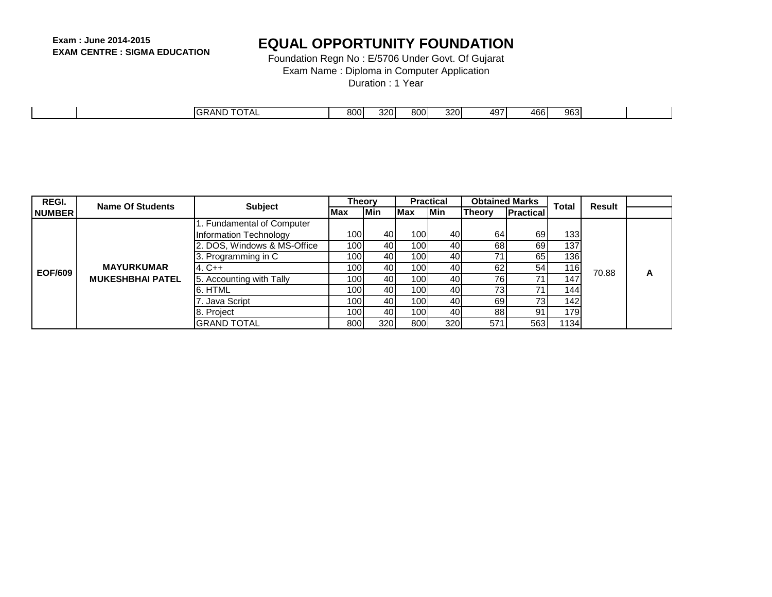**Exam : June 2014-2015**
**EXAM CENTRE : SIGMA EDUCATION**

# EQUAL OPPORTUNITY FOUNDATION

Foundation Regn No : E/5706 Under Govt. Of Gujarat
Exam Name : Diploma in Computer Application
Duration : 1 Year

| | | | | | | | | | | | |
|---|---|---|---|---|---|---|---|---|---|---|---|
| | | GRAND TOTAL | 800 | 320 | 800 | 320 | 497 | 466 | 963 | | |

| REGI. NUMBER | Name Of Students | Subject | Theory | | Practical | | Obtained Marks | | Total | Result | |
|---|---|---|---|---|---|---|---|---|---|---|---|
| | | | Max | Min | Max | Min | Theory | Practical | | | |
| **EOF/609** | **MAYURKUMAR MUKESHBHAI PATEL** | 1. Fundamental of Computer Information Technology | 100 | 40 | 100 | 40 | 64 | 69 | 133 | 70.88 | **A** |
| | | 2. DOS, Windows & MS-Office | 100 | 40 | 100 | 40 | 68 | 69 | 137 | | |
| | | 3. Programming in C | 100 | 40 | 100 | 40 | 71 | 65 | 136 | | |
| | | 4. C++ | 100 | 40 | 100 | 40 | 62 | 54 | 116 | | |
| | | 5. Accounting with Tally | 100 | 40 | 100 | 40 | 76 | 71 | 147 | | |
| | | 6. HTML | 100 | 40 | 100 | 40 | 73 | 71 | 144 | | |
| | | 7. Java Script | 100 | 40 | 100 | 40 | 69 | 73 | 142 | | |
| | | 8. Project | 100 | 40 | 100 | 40 | 88 | 91 | 179 | | |
| | | GRAND TOTAL | 800 | 320 | 800 | 320 | 571 | 563 | 1134 | | |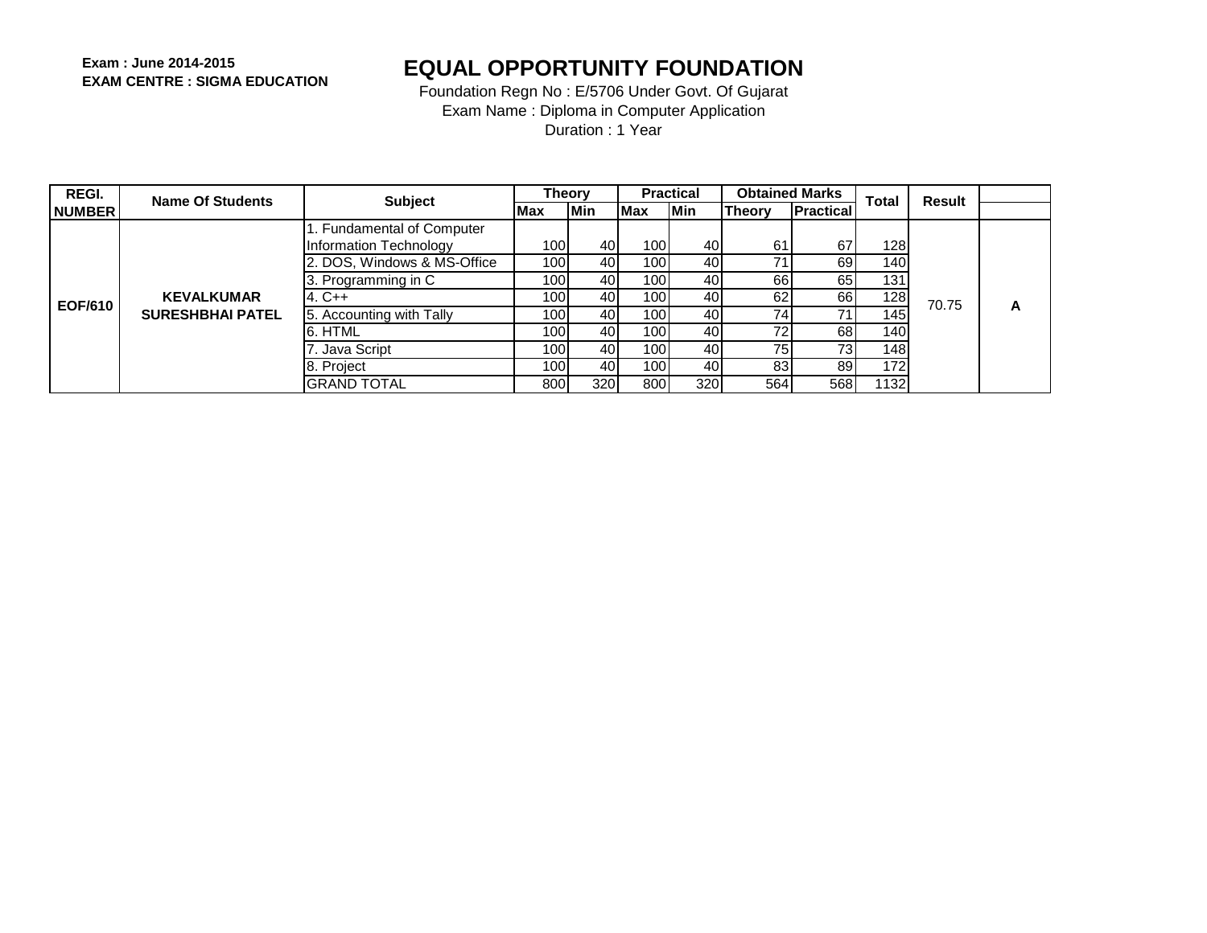**Exam : June 2014-2015**
**EXAM CENTRE : SIGMA EDUCATION**

# EQUAL OPPORTUNITY FOUNDATION

Foundation Regn No : E/5706 Under Govt. Of Gujarat
Exam Name : Diploma in Computer Application
Duration : 1 Year

| REGI. NUMBER | Name Of Students | Subject | Theory | | Practical | | Obtained Marks | | Total | Result | |
|---|---|---|---|---|---|---|---|---|---|---|---|
| | | | Max | Min | Max | Min | Theory | Practical | | | |
| EOF/610 | KEVALKUMAR SURESHBHAI PATEL | 1. Fundamental of Computer Information Technology | 100 | 40 | 100 | 40 | 61 | 67 | 128 | 70.75 | A |
| | | 2. DOS, Windows & MS-Office | 100 | 40 | 100 | 40 | 71 | 69 | 140 | | |
| | | 3. Programming in C | 100 | 40 | 100 | 40 | 66 | 65 | 131 | | |
| | | 4. C++ | 100 | 40 | 100 | 40 | 62 | 66 | 128 | | |
| | | 5. Accounting with Tally | 100 | 40 | 100 | 40 | 74 | 71 | 145 | | |
| | | 6. HTML | 100 | 40 | 100 | 40 | 72 | 68 | 140 | | |
| | | 7. Java Script | 100 | 40 | 100 | 40 | 75 | 73 | 148 | | |
| | | 8. Project | 100 | 40 | 100 | 40 | 83 | 89 | 172 | | |
| | | GRAND TOTAL | 800 | 320 | 800 | 320 | 564 | 568 | 1132 | | |